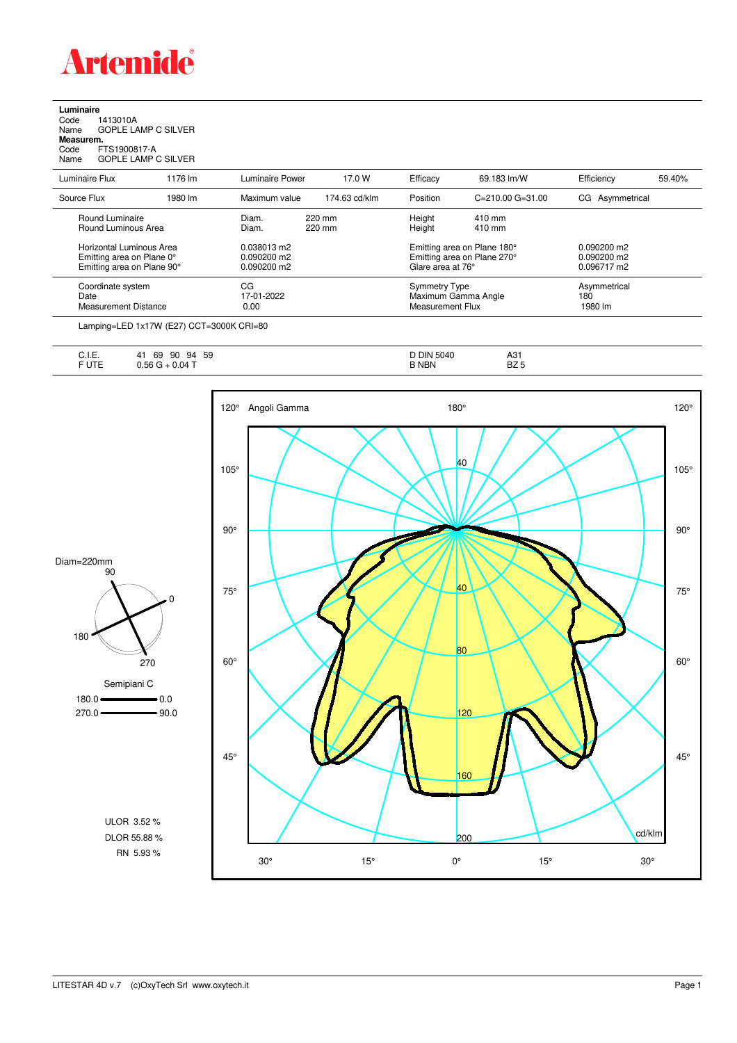# Artemide

**Luminaire**
Code 1413010A
Name GOPLE LAMP C SILVER
**Measurem.**
Code FTS1900817-A
Name GOPLE LAMP C SILVER

| Luminaire Flux | 1176 lm | Luminaire Power | 17.0 W | Efficacy | 69.183 lm/W | Efficiency | 59.40% |
|---|---|---|---|---|---|---|---|
| Source Flux | 1980 lm | Maximum value | 174.63 cd/klm | Position | C=210.00 G=31.00 | CG | Asymmetrical |

| | | | |
|---|---|---|---|
| Round Luminaire | Diam. 220 mm | Height 410 mm | |
| Round Luminous Area | Diam. 220 mm | Height 410 mm | |
| Horizontal Luminous Area | 0.038013 m2 | Emitting area on Plane 180° | 0.090200 m2 |
| Emitting area on Plane 0° | 0.090200 m2 | Emitting area on Plane 270° | 0.090200 m2 |
| Emitting area on Plane 90° | 0.090200 m2 | Glare area at 76° | 0.096717 m2 |
| Coordinate system | CG | Symmetry Type | Asymmetrical |
| Date | 17-01-2022 | Maximum Gamma Angle | 180 |
| Measurement Distance | 0.00 | Measurement Flux | 1980 lm |

Lamping=LED 1x17W (E27) CCT=3000K CRI=80

| | | | |
|---|---|---|---|
| C.I.E. | 41 69 90 94 59 | D DIN 5040 | A31 |
| F UTE | 0.56 G + 0.04 T | B NBN | BZ 5 |

Diam=220mm

Semipiani C
180.0 — 0.0
270.0 — 90.0

ULOR 3.52 %
DLOR 55.88 %
RN 5.93 %

Angoli Gamma — cd/klm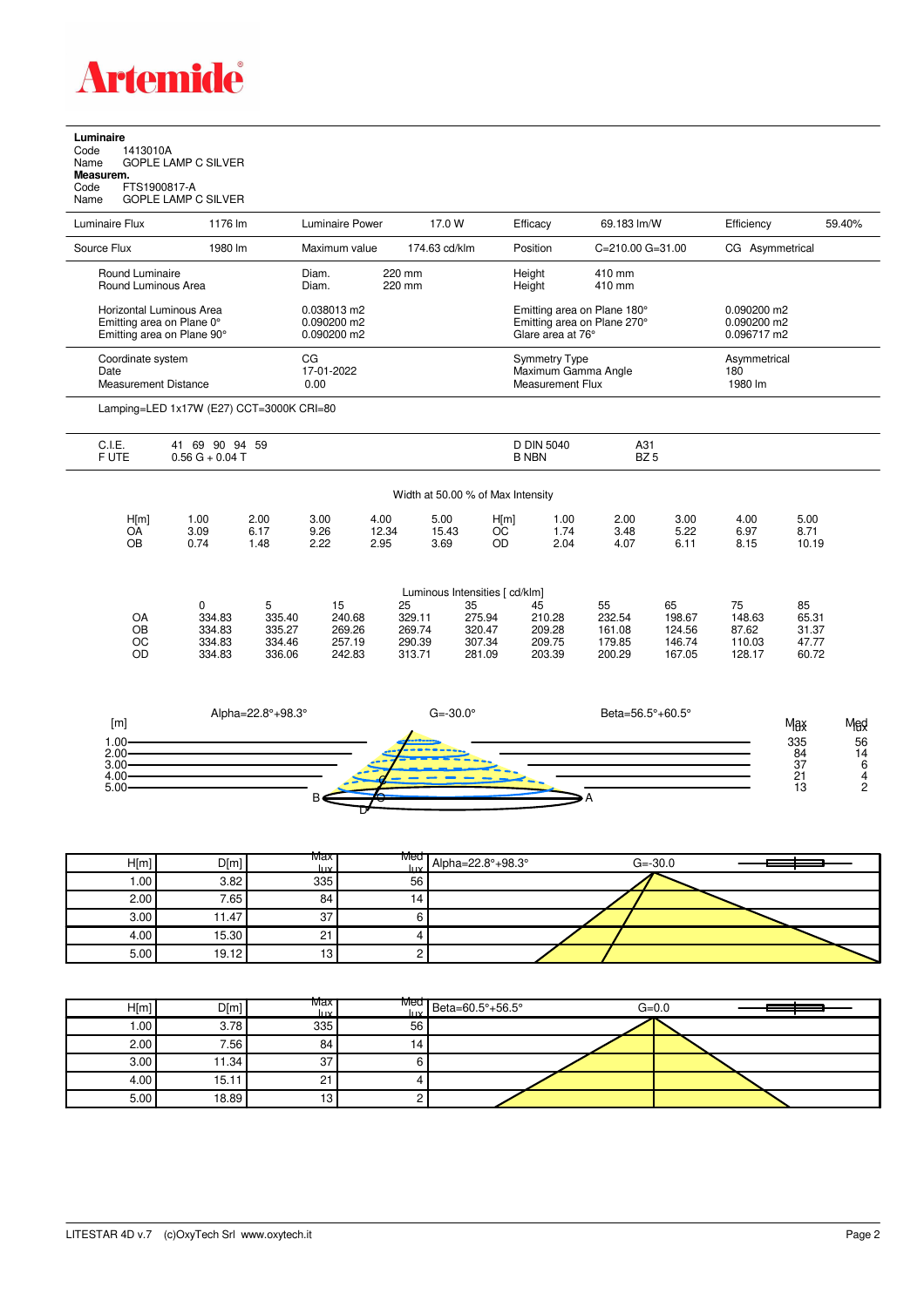# Artemide

**Luminaire**
Code 1413010A
Name GOPLE LAMP C SILVER
**Measurem.**
Code FTS1900817-A
Name GOPLE LAMP C SILVER

| | | | | | | | |
|---|---|---|---|---|---|---|---|
| Luminaire Flux | 1176 lm | Luminaire Power | 17.0 W | Efficacy | 69.183 lm/W | Efficiency | 59.40% |
| Source Flux | 1980 lm | Maximum value | 174.63 cd/klm | Position | C=210.00 G=31.00 | CG | Asymmetrical |

| | | | |
|---|---|---|---|
| Round Luminaire | Diam. 220 mm | Height | 410 mm |
| Round Luminous Area | Diam. 220 mm | Height | 410 mm |
| Horizontal Luminous Area | 0.038013 m2 | Emitting area on Plane 180° | 0.090200 m2 |
| Emitting area on Plane 0° | 0.090200 m2 | Emitting area on Plane 270° | 0.090200 m2 |
| Emitting area on Plane 90° | 0.090200 m2 | Glare area at 76° | 0.096717 m2 |

| | | | |
|---|---|---|---|
| Coordinate system | CG | Symmetry Type | Asymmetrical |
| Date | 17-01-2022 | Maximum Gamma Angle | 180 |
| Measurement Distance | 0.00 | Measurement Flux | 1980 lm |

Lamping=LED 1x17W (E27) CCT=3000K CRI=80

| | | | |
|---|---|---|---|
| C.I.E. | 41 69 90 94 59 | D DIN 5040 | A31 |
| F UTE | 0.56 G + 0.04 T | B NBN | BZ 5 |

Width at 50.00 % of Max Intensity

| H[m] | 1.00 | 2.00 | 3.00 | 4.00 | 5.00 | H[m] | 1.00 | 2.00 | 3.00 | 4.00 | 5.00 |
|---|---|---|---|---|---|---|---|---|---|---|---|
| OA | 3.09 | 6.17 | 9.26 | 12.34 | 15.43 | OC | 1.74 | 3.48 | 5.22 | 6.97 | 8.71 |
| OB | 0.74 | 1.48 | 2.22 | 2.95 | 3.69 | OD | 2.04 | 4.07 | 6.11 | 8.15 | 10.19 |

Luminous Intensities [ cd/klm]

| | 0 | 5 | 15 | 25 | 35 | 45 | 55 | 65 | 75 | 85 |
|---|---|---|---|---|---|---|---|---|---|---|
| OA | 334.83 | 335.40 | 240.68 | 329.11 | 275.94 | 210.28 | 232.54 | 198.67 | 148.63 | 65.31 |
| OB | 334.83 | 335.27 | 269.26 | 269.74 | 320.47 | 209.28 | 161.08 | 124.56 | 87.62 | 31.37 |
| OC | 334.83 | 334.46 | 257.19 | 290.39 | 307.34 | 209.75 | 179.85 | 146.74 | 110.03 | 47.77 |
| OD | 334.83 | 336.06 | 242.83 | 313.71 | 281.09 | 203.39 | 200.29 | 167.05 | 128.17 | 60.72 |

Alpha=22.8°+98.3°
G=-30.0°
Beta=56.5°+60.5°

[m]
1.00
2.00
3.00
4.00
5.00
B
C
D
A

Max lux: 335, 84, 37, 21, 13
Med lux: 56, 14, 6, 4, 2

| H[m] | D[m] | Max lux | Med lux | Alpha=22.8°+98.3° G=-30.0 |
|---|---|---|---|---|
| 1.00 | 3.82 | 335 | 56 | |
| 2.00 | 7.65 | 84 | 14 | |
| 3.00 | 11.47 | 37 | 6 | |
| 4.00 | 15.30 | 21 | 4 | |
| 5.00 | 19.12 | 13 | 2 | |

| H[m] | D[m] | Max lux | Med lux | Beta=60.5°+56.5° G=0.0 |
|---|---|---|---|---|
| 1.00 | 3.78 | 335 | 56 | |
| 2.00 | 7.56 | 84 | 14 | |
| 3.00 | 11.34 | 37 | 6 | |
| 4.00 | 15.11 | 21 | 4 | |
| 5.00 | 18.89 | 13 | 2 | |

LITESTAR 4D v.7 (c)OxyTech Srl www.oxytech.it